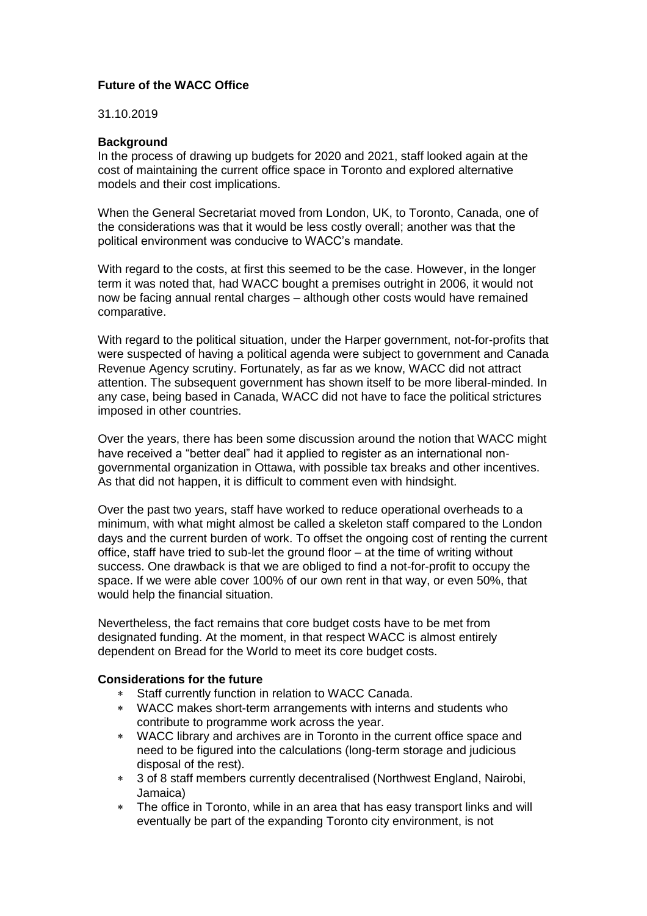**Future of the WACC Office**

31.10.2019

**Background**

In the process of drawing up budgets for 2020 and 2021, staff looked again at the cost of maintaining the current office space in Toronto and explored alternative models and their cost implications.

When the General Secretariat moved from London, UK, to Toronto, Canada, one of the considerations was that it would be less costly overall; another was that the political environment was conducive to WACC's mandate.

With regard to the costs, at first this seemed to be the case. However, in the longer term it was noted that, had WACC bought a premises outright in 2006, it would not now be facing annual rental charges – although other costs would have remained comparative.

With regard to the political situation, under the Harper government, not-for-profits that were suspected of having a political agenda were subject to government and Canada Revenue Agency scrutiny. Fortunately, as far as we know, WACC did not attract attention. The subsequent government has shown itself to be more liberal-minded. In any case, being based in Canada, WACC did not have to face the political strictures imposed in other countries.

Over the years, there has been some discussion around the notion that WACC might have received a "better deal" had it applied to register as an international non-governmental organization in Ottawa, with possible tax breaks and other incentives. As that did not happen, it is difficult to comment even with hindsight.

Over the past two years, staff have worked to reduce operational overheads to a minimum, with what might almost be called a skeleton staff compared to the London days and the current burden of work. To offset the ongoing cost of renting the current office, staff have tried to sub-let the ground floor – at the time of writing without success. One drawback is that we are obliged to find a not-for-profit to occupy the space. If we were able cover 100% of our own rent in that way, or even 50%, that would help the financial situation.

Nevertheless, the fact remains that core budget costs have to be met from designated funding. At the moment, in that respect WACC is almost entirely dependent on Bread for the World to meet its core budget costs.

**Considerations for the future**

- Staff currently function in relation to WACC Canada.
- WACC makes short-term arrangements with interns and students who contribute to programme work across the year.
- WACC library and archives are in Toronto in the current office space and need to be figured into the calculations (long-term storage and judicious disposal of the rest).
- 3 of 8 staff members currently decentralised (Northwest England, Nairobi, Jamaica)
- The office in Toronto, while in an area that has easy transport links and will eventually be part of the expanding Toronto city environment, is not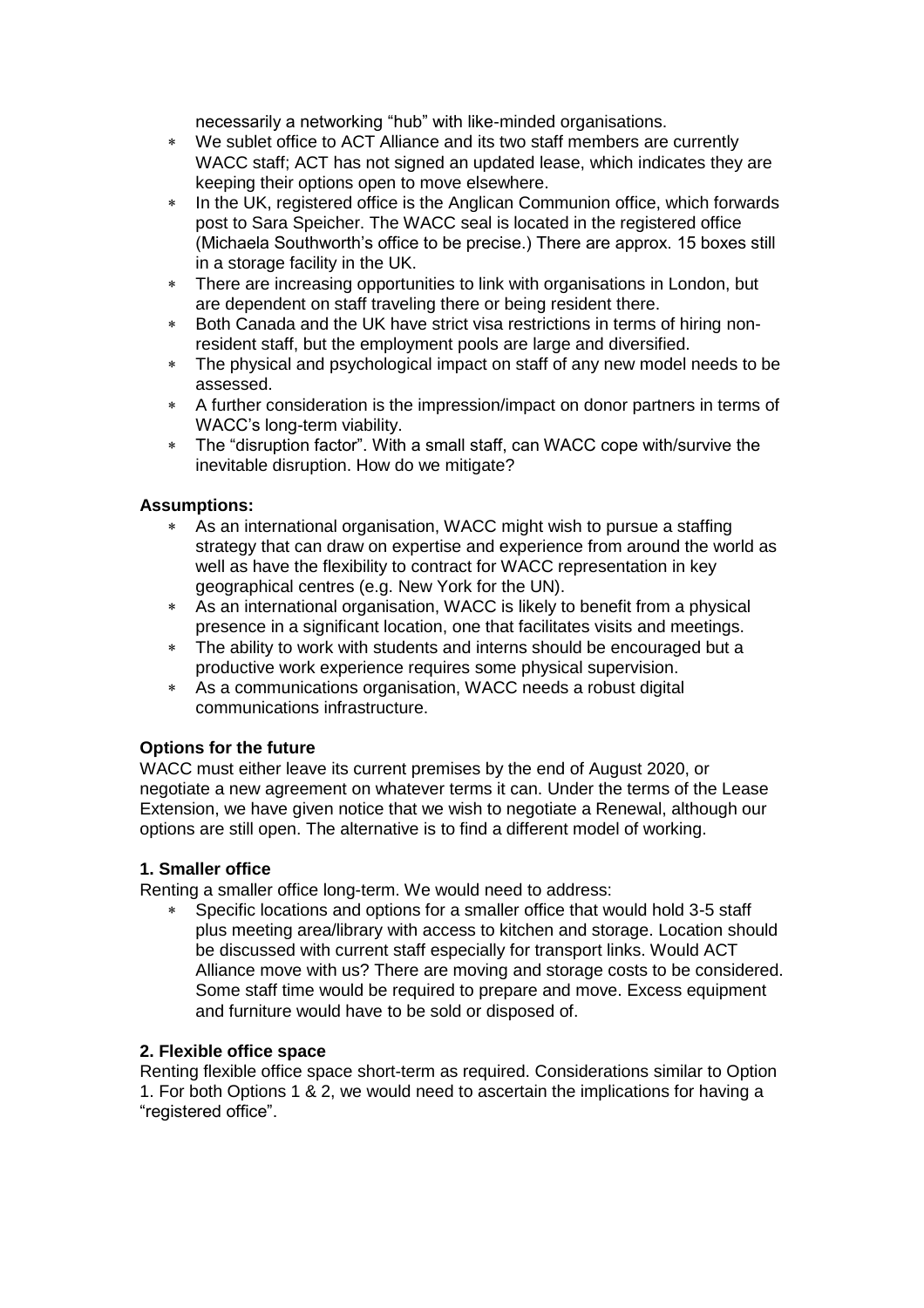necessarily a networking "hub" with like-minded organisations.

- We sublet office to ACT Alliance and its two staff members are currently WACC staff; ACT has not signed an updated lease, which indicates they are keeping their options open to move elsewhere.
- In the UK, registered office is the Anglican Communion office, which forwards post to Sara Speicher. The WACC seal is located in the registered office (Michaela Southworth's office to be precise.) There are approx. 15 boxes still in a storage facility in the UK.
- There are increasing opportunities to link with organisations in London, but are dependent on staff traveling there or being resident there.
- Both Canada and the UK have strict visa restrictions in terms of hiring non-resident staff, but the employment pools are large and diversified.
- The physical and psychological impact on staff of any new model needs to be assessed.
- A further consideration is the impression/impact on donor partners in terms of WACC's long-term viability.
- The "disruption factor". With a small staff, can WACC cope with/survive the inevitable disruption. How do we mitigate?

**Assumptions:**

- As an international organisation, WACC might wish to pursue a staffing strategy that can draw on expertise and experience from around the world as well as have the flexibility to contract for WACC representation in key geographical centres (e.g. New York for the UN).
- As an international organisation, WACC is likely to benefit from a physical presence in a significant location, one that facilitates visits and meetings.
- The ability to work with students and interns should be encouraged but a productive work experience requires some physical supervision.
- As a communications organisation, WACC needs a robust digital communications infrastructure.

**Options for the future**

WACC must either leave its current premises by the end of August 2020, or negotiate a new agreement on whatever terms it can. Under the terms of the Lease Extension, we have given notice that we wish to negotiate a Renewal, although our options are still open. The alternative is to find a different model of working.

**1. Smaller office**

Renting a smaller office long-term. We would need to address:

- Specific locations and options for a smaller office that would hold 3-5 staff plus meeting area/library with access to kitchen and storage. Location should be discussed with current staff especially for transport links. Would ACT Alliance move with us? There are moving and storage costs to be considered. Some staff time would be required to prepare and move. Excess equipment and furniture would have to be sold or disposed of.

**2. Flexible office space**

Renting flexible office space short-term as required. Considerations similar to Option 1. For both Options 1 & 2, we would need to ascertain the implications for having a "registered office".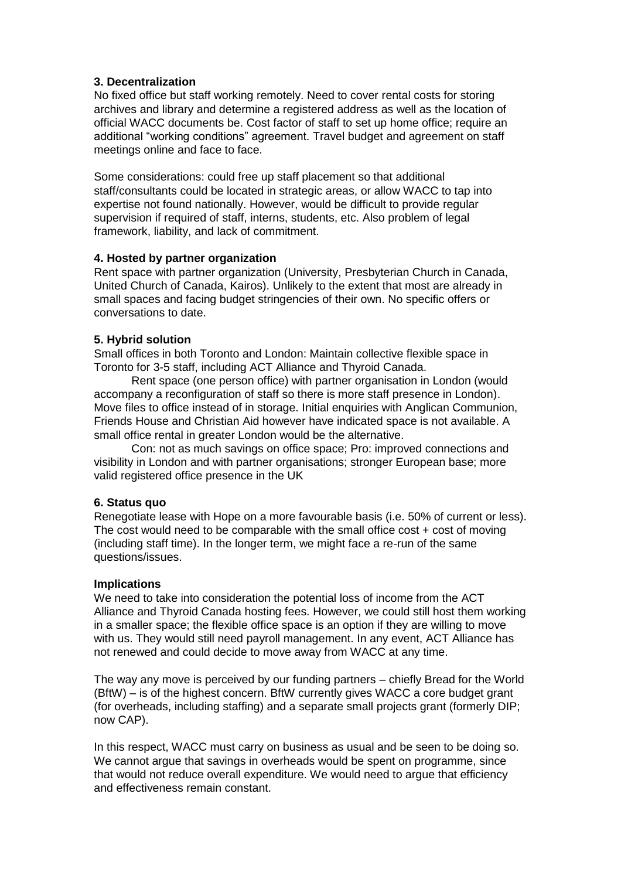**3. Decentralization**

No fixed office but staff working remotely. Need to cover rental costs for storing archives and library and determine a registered address as well as the location of official WACC documents be. Cost factor of staff to set up home office; require an additional "working conditions" agreement. Travel budget and agreement on staff meetings online and face to face.

Some considerations: could free up staff placement so that additional staff/consultants could be located in strategic areas, or allow WACC to tap into expertise not found nationally. However, would be difficult to provide regular supervision if required of staff, interns, students, etc. Also problem of legal framework, liability, and lack of commitment.

**4. Hosted by partner organization**

Rent space with partner organization (University, Presbyterian Church in Canada, United Church of Canada, Kairos). Unlikely to the extent that most are already in small spaces and facing budget stringencies of their own. No specific offers or conversations to date.

**5. Hybrid solution**

Small offices in both Toronto and London: Maintain collective flexible space in Toronto for 3-5 staff, including ACT Alliance and Thyroid Canada.

Rent space (one person office) with partner organisation in London (would accompany a reconfiguration of staff so there is more staff presence in London). Move files to office instead of in storage. Initial enquiries with Anglican Communion, Friends House and Christian Aid however have indicated space is not available. A small office rental in greater London would be the alternative.

Con: not as much savings on office space; Pro: improved connections and visibility in London and with partner organisations; stronger European base; more valid registered office presence in the UK

**6. Status quo**

Renegotiate lease with Hope on a more favourable basis (i.e. 50% of current or less). The cost would need to be comparable with the small office cost + cost of moving (including staff time). In the longer term, we might face a re-run of the same questions/issues.

**Implications**

We need to take into consideration the potential loss of income from the ACT Alliance and Thyroid Canada hosting fees. However, we could still host them working in a smaller space; the flexible office space is an option if they are willing to move with us. They would still need payroll management. In any event, ACT Alliance has not renewed and could decide to move away from WACC at any time.

The way any move is perceived by our funding partners – chiefly Bread for the World (BftW) – is of the highest concern. BftW currently gives WACC a core budget grant (for overheads, including staffing) and a separate small projects grant (formerly DIP; now CAP).

In this respect, WACC must carry on business as usual and be seen to be doing so. We cannot argue that savings in overheads would be spent on programme, since that would not reduce overall expenditure. We would need to argue that efficiency and effectiveness remain constant.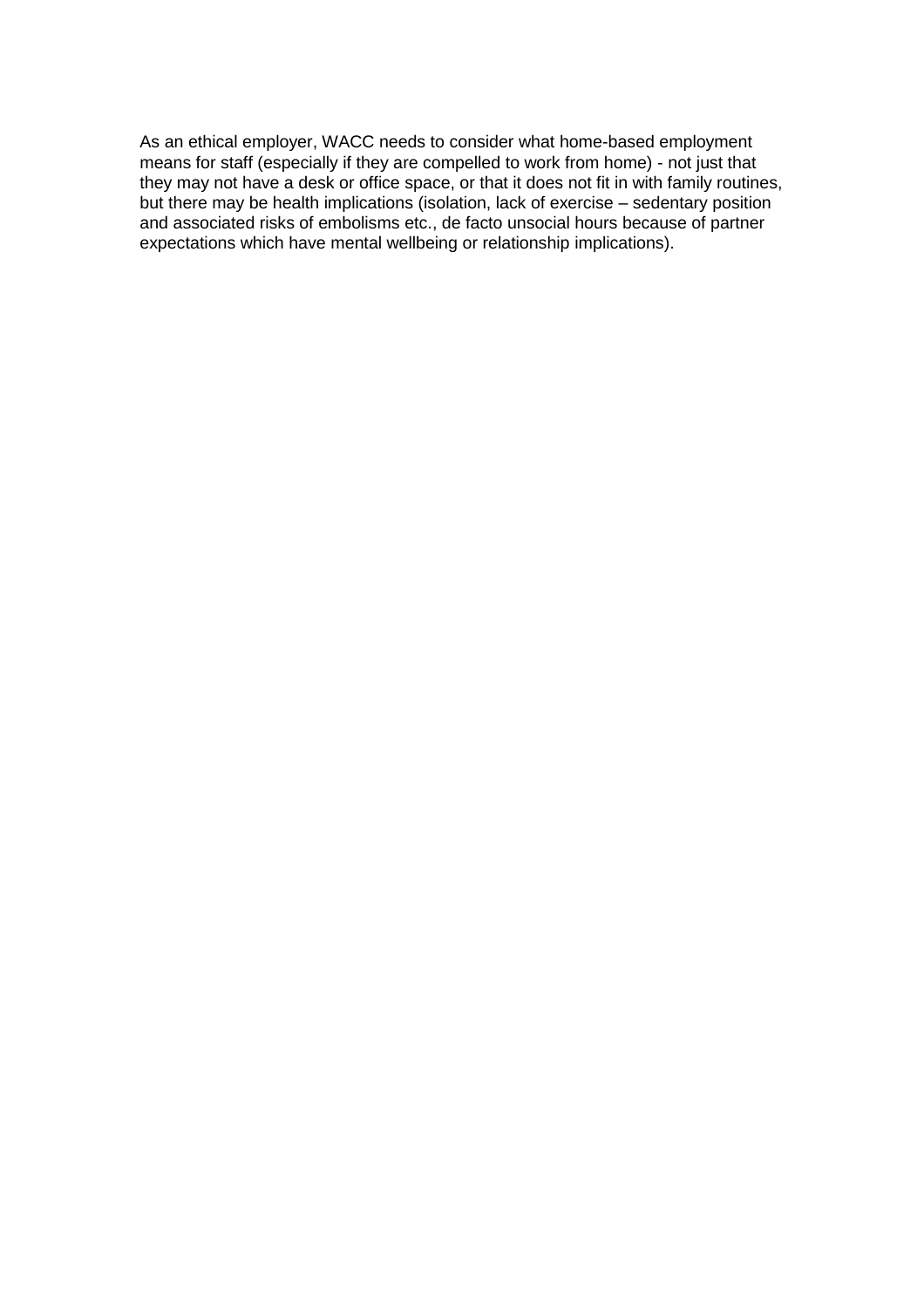As an ethical employer, WACC needs to consider what home-based employment means for staff (especially if they are compelled to work from home) - not just that they may not have a desk or office space, or that it does not fit in with family routines, but there may be health implications (isolation, lack of exercise – sedentary position and associated risks of embolisms etc., de facto unsocial hours because of partner expectations which have mental wellbeing or relationship implications).